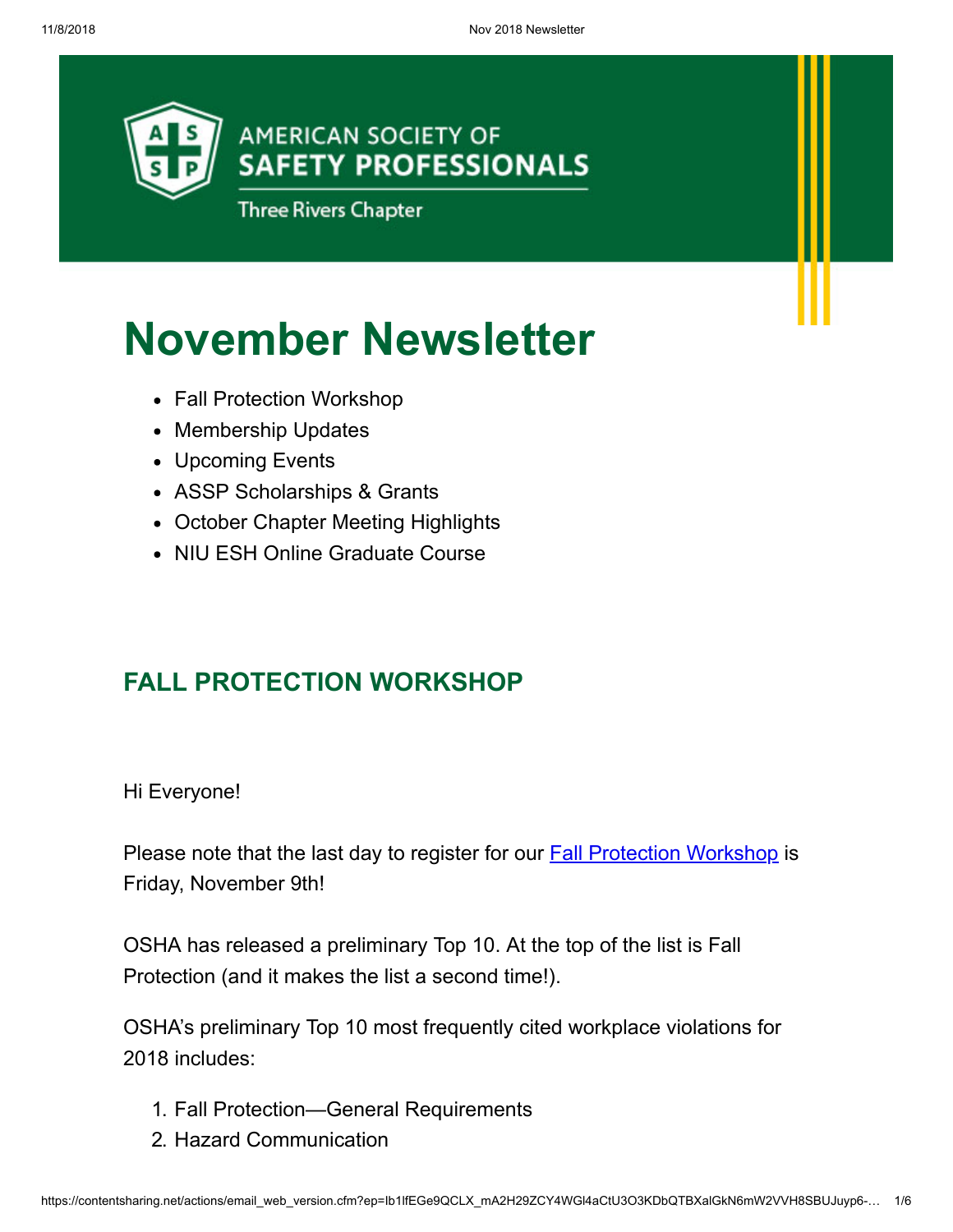AMERICAN SOCIETY OF SAFETY PROFESSIONALS

Three Rivers Chapter

# November Newsletter

- Fall Protection Workshop
- Membership Updates
- Upcoming Events
- ASSP Scholarships & Grants
- October Chapter Meeting Highlights
- NIU ESH Online Graduate Course

## FALL PROTECTION WORKSHOP

Hi Everyone!

Please note that the last day to register for our Fall Protection Workshop is Friday, November 9th!

OSHA has released a preliminary Top 10. At the top of the list is Fall Protection (and it makes the list a second time!).

OSHA's preliminary Top 10 most frequently cited workplace violations for 2018 includes:

1. Fall Protection—General Requirements
2. Hazard Communication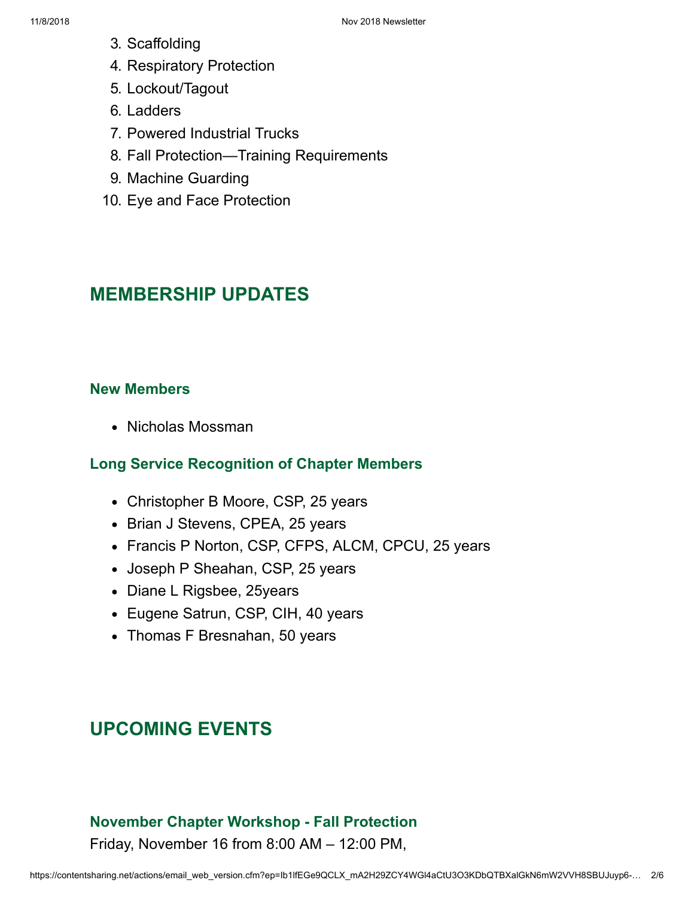3. Scaffolding
4. Respiratory Protection
5. Lockout/Tagout
6. Ladders
7. Powered Industrial Trucks
8. Fall Protection—Training Requirements
9. Machine Guarding
10. Eye and Face Protection

## MEMBERSHIP UPDATES

### New Members

- Nicholas Mossman

### Long Service Recognition of Chapter Members

- Christopher B Moore, CSP, 25 years
- Brian J Stevens, CPEA, 25 years
- Francis P Norton, CSP, CFPS, ALCM, CPCU, 25 years
- Joseph P Sheahan, CSP, 25 years
- Diane L Rigsbee, 25years
- Eugene Satrun, CSP, CIH, 40 years
- Thomas F Bresnahan, 50 years

## UPCOMING EVENTS

### November Chapter Workshop - Fall Protection

Friday, November 16 from 8:00 AM – 12:00 PM,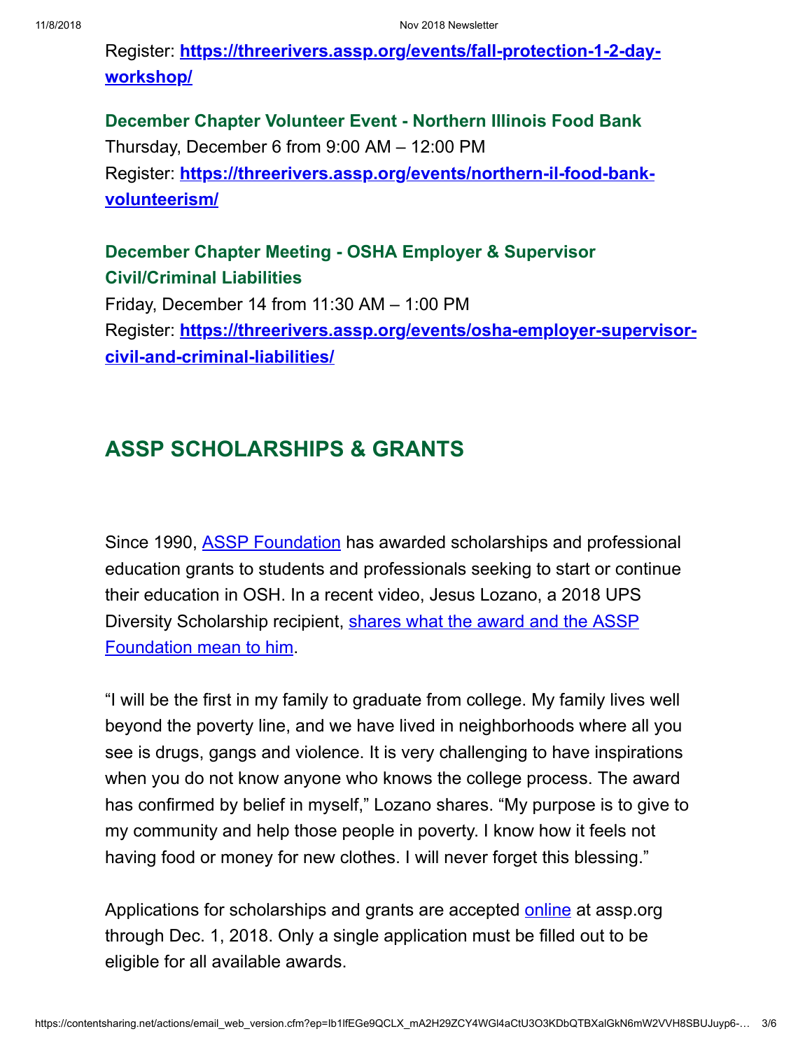Register: **https://threerivers.assp.org/events/fall-protection-1-2-day-workshop/**

**December Chapter Volunteer Event - Northern Illinois Food Bank**
Thursday, December 6 from 9:00 AM – 12:00 PM
Register: **https://threerivers.assp.org/events/northern-il-food-bank-volunteerism/**

**December Chapter Meeting - OSHA Employer & Supervisor Civil/Criminal Liabilities**
Friday, December 14 from 11:30 AM – 1:00 PM
Register: **https://threerivers.assp.org/events/osha-employer-supervisor-civil-and-criminal-liabilities/**

## ASSP SCHOLARSHIPS & GRANTS

Since 1990, ASSP Foundation has awarded scholarships and professional education grants to students and professionals seeking to start or continue their education in OSH. In a recent video, Jesus Lozano, a 2018 UPS Diversity Scholarship recipient, shares what the award and the ASSP Foundation mean to him.

“I will be the first in my family to graduate from college. My family lives well beyond the poverty line, and we have lived in neighborhoods where all you see is drugs, gangs and violence. It is very challenging to have inspirations when you do not know anyone who knows the college process. The award has confirmed by belief in myself,” Lozano shares. “My purpose is to give to my community and help those people in poverty. I know how it feels not having food or money for new clothes. I will never forget this blessing.”

Applications for scholarships and grants are accepted online at assp.org through Dec. 1, 2018. Only a single application must be filled out to be eligible for all available awards.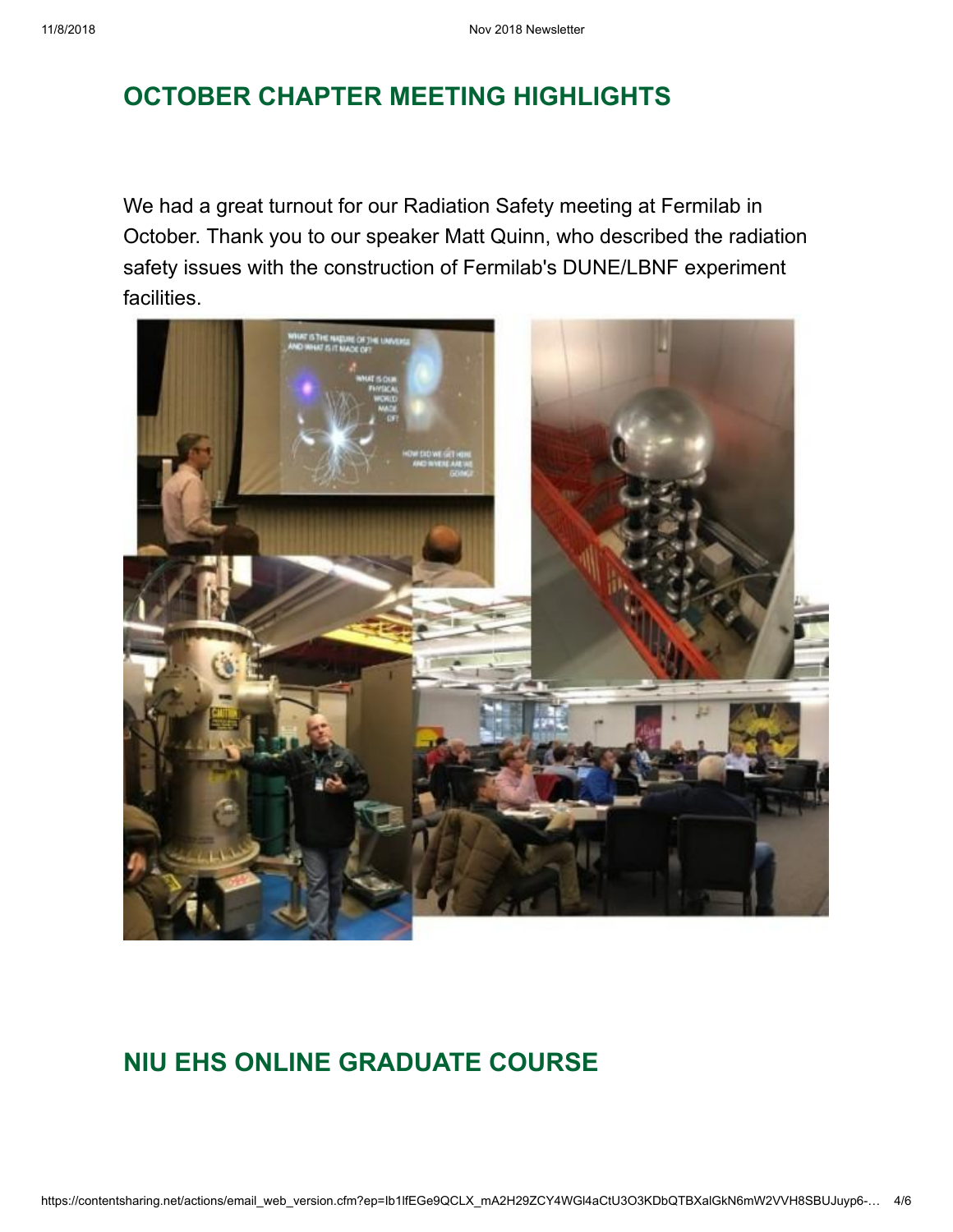## OCTOBER CHAPTER MEETING HIGHLIGHTS

We had a great turnout for our Radiation Safety meeting at Fermilab in October. Thank you to our speaker Matt Quinn, who described the radiation safety issues with the construction of Fermilab's DUNE/LBNF experiment facilities.

## NIU EHS ONLINE GRADUATE COURSE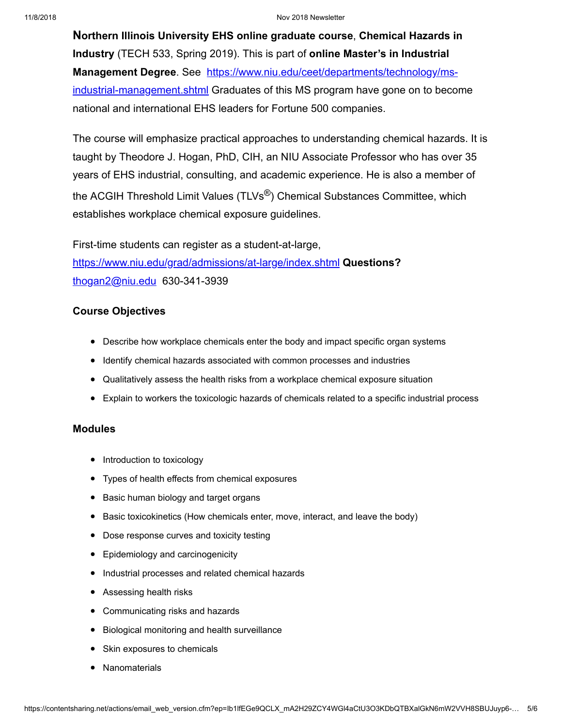**Northern Illinois University EHS online graduate course**, **Chemical Hazards in Industry** (TECH 533, Spring 2019). This is part of **online Master's in Industrial Management Degree**. See https://www.niu.edu/ceet/departments/technology/ms-industrial-management.shtml Graduates of this MS program have gone on to become national and international EHS leaders for Fortune 500 companies.

The course will emphasize practical approaches to understanding chemical hazards. It is taught by Theodore J. Hogan, PhD, CIH, an NIU Associate Professor who has over 35 years of EHS industrial, consulting, and academic experience. He is also a member of the ACGIH Threshold Limit Values (TLVs®) Chemical Substances Committee, which establishes workplace chemical exposure guidelines.

First-time students can register as a student-at-large, https://www.niu.edu/grad/admissions/at-large/index.shtml **Questions?** thogan2@niu.edu 630-341-3939

### Course Objectives

- Describe how workplace chemicals enter the body and impact specific organ systems
- Identify chemical hazards associated with common processes and industries
- Qualitatively assess the health risks from a workplace chemical exposure situation
- Explain to workers the toxicologic hazards of chemicals related to a specific industrial process

### Modules

- Introduction to toxicology
- Types of health effects from chemical exposures
- Basic human biology and target organs
- Basic toxicokinetics (How chemicals enter, move, interact, and leave the body)
- Dose response curves and toxicity testing
- Epidemiology and carcinogenicity
- Industrial processes and related chemical hazards
- Assessing health risks
- Communicating risks and hazards
- Biological monitoring and health surveillance
- Skin exposures to chemicals
- Nanomaterials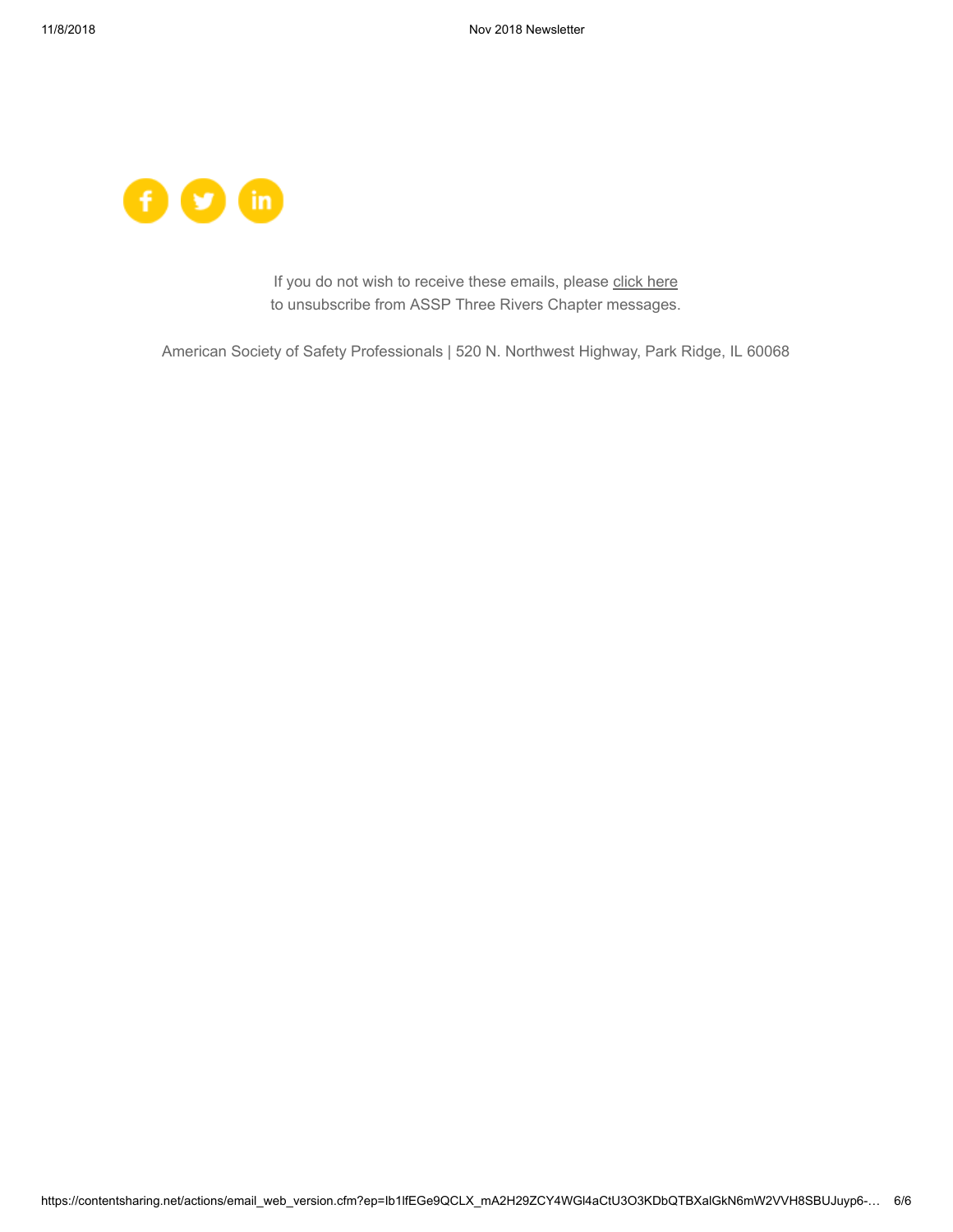If you do not wish to receive these emails, please click here
to unsubscribe from ASSP Three Rivers Chapter messages.

American Society of Safety Professionals | 520 N. Northwest Highway, Park Ridge, IL 60068